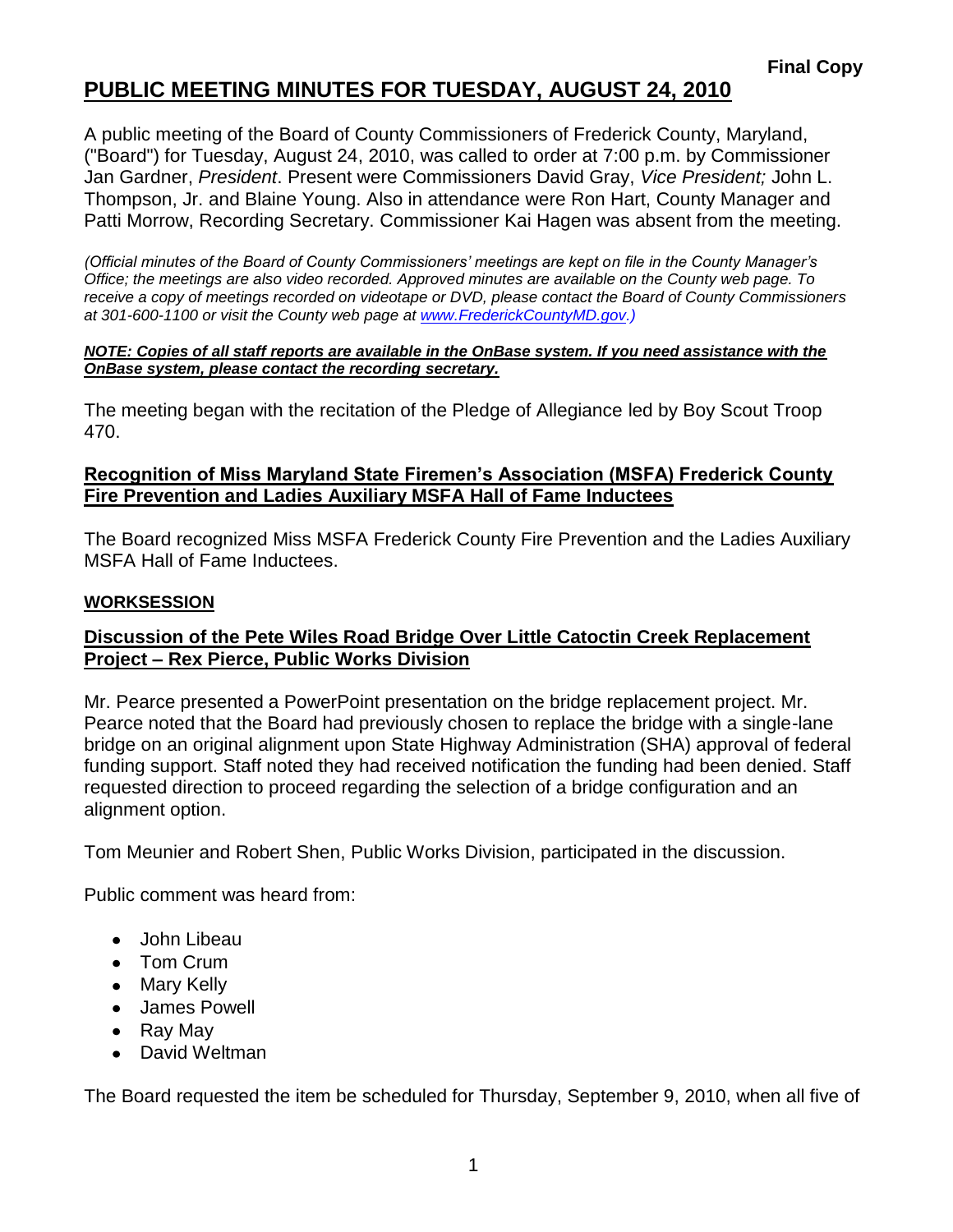**Final Copy**

# PUBLIC MEETING MINUTES FOR TUESDAY, AUGUST 24, 2010

A public meeting of the Board of County Commissioners of Frederick County, Maryland, ("Board") for Tuesday, August 24, 2010, was called to order at 7:00 p.m. by Commissioner Jan Gardner, *President*. Present were Commissioners David Gray, *Vice President;* John L. Thompson, Jr. and Blaine Young. Also in attendance were Ron Hart, County Manager and Patti Morrow, Recording Secretary. Commissioner Kai Hagen was absent from the meeting.

*(Official minutes of the Board of County Commissioners' meetings are kept on file in the County Manager's Office; the meetings are also video recorded. Approved minutes are available on the County web page. To receive a copy of meetings recorded on videotape or DVD, please contact the Board of County Commissioners at 301-600-1100 or visit the County web page at www.FrederickCountyMD.gov.)*

***NOTE: Copies of all staff reports are available in the OnBase system. If you need assistance with the OnBase system, please contact the recording secretary.***

The meeting began with the recitation of the Pledge of Allegiance led by Boy Scout Troop 470.

## Recognition of Miss Maryland State Firemen's Association (MSFA) Frederick County Fire Prevention and Ladies Auxiliary MSFA Hall of Fame Inductees

The Board recognized Miss MSFA Frederick County Fire Prevention and the Ladies Auxiliary MSFA Hall of Fame Inductees.

## WORKSESSION

### Discussion of the Pete Wiles Road Bridge Over Little Catoctin Creek Replacement Project – Rex Pierce, Public Works Division

Mr. Pearce presented a PowerPoint presentation on the bridge replacement project. Mr. Pearce noted that the Board had previously chosen to replace the bridge with a single-lane bridge on an original alignment upon State Highway Administration (SHA) approval of federal funding support. Staff noted they had received notification the funding had been denied. Staff requested direction to proceed regarding the selection of a bridge configuration and an alignment option.

Tom Meunier and Robert Shen, Public Works Division, participated in the discussion.

Public comment was heard from:

- John Libeau
- Tom Crum
- Mary Kelly
- James Powell
- Ray May
- David Weltman

The Board requested the item be scheduled for Thursday, September 9, 2010, when all five of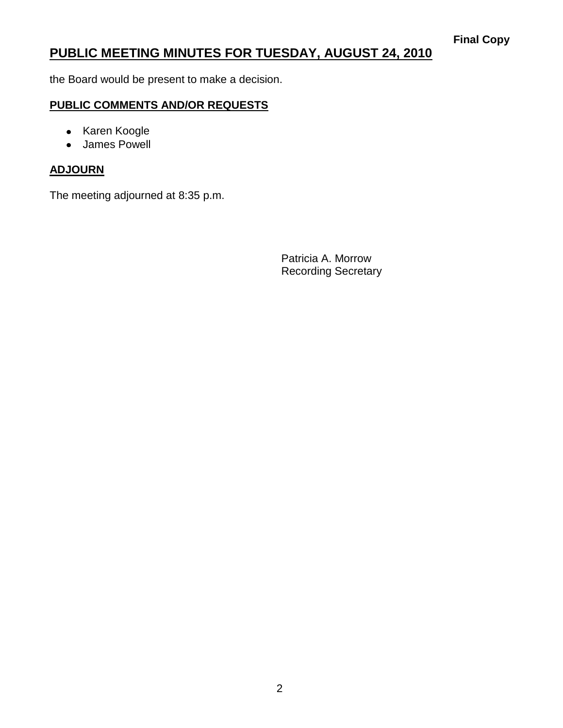the Board would be present to make a decision.

## PUBLIC COMMENTS AND/OR REQUESTS

- Karen Koogle
- James Powell

## ADJOURN

The meeting adjourned at 8:35 p.m.

Patricia A. Morrow
Recording Secretary